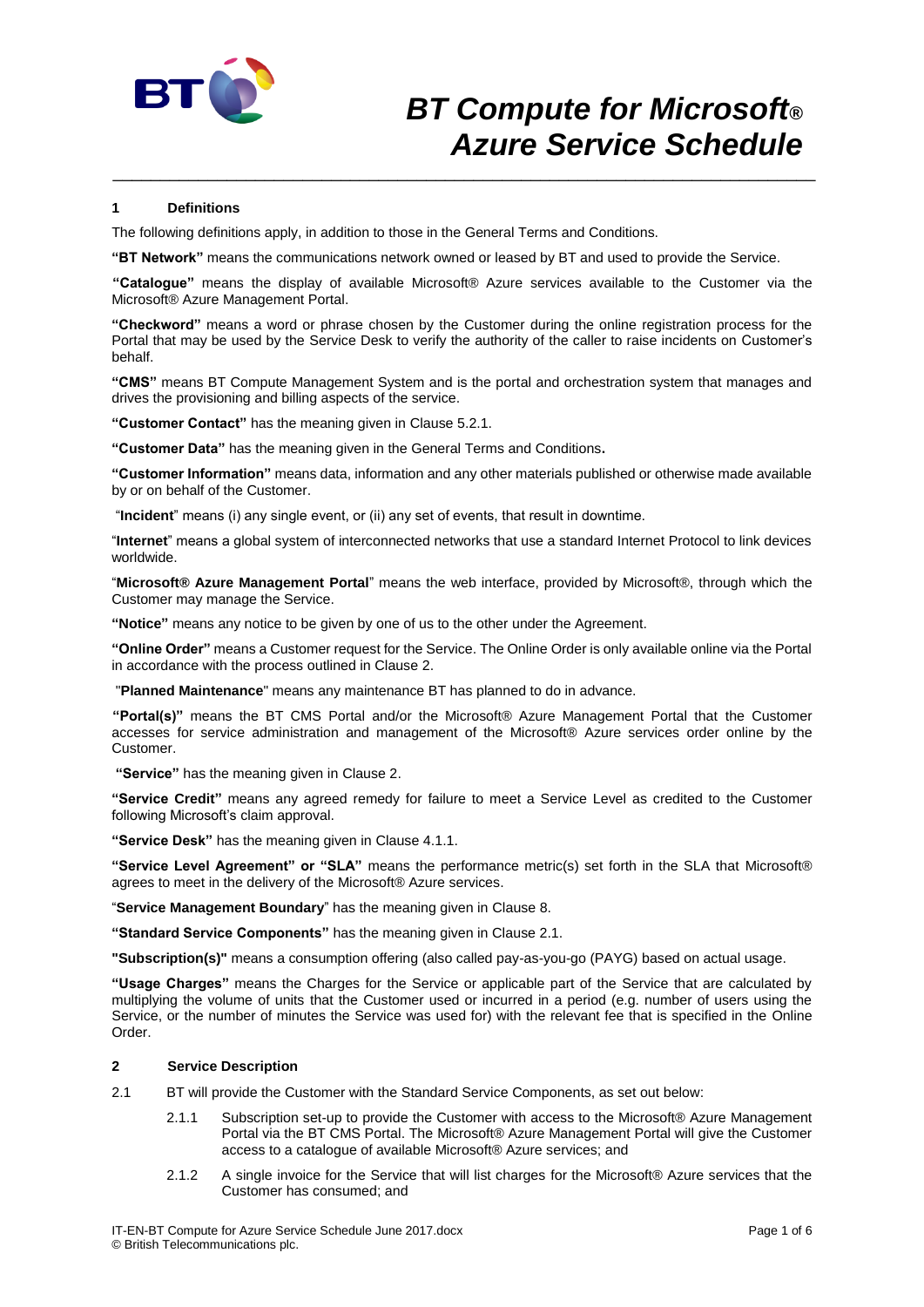# BT Compute for Microsoft® Azure Service Schedule

## 1 Definitions

The following definitions apply, in addition to those in the General Terms and Conditions.

**"BT Network"** means the communications network owned or leased by BT and used to provide the Service.

**"Catalogue"** means the display of available Microsoft® Azure services available to the Customer via the Microsoft® Azure Management Portal.

**"Checkword"** means a word or phrase chosen by the Customer during the online registration process for the Portal that may be used by the Service Desk to verify the authority of the caller to raise incidents on Customer's behalf.

**"CMS"** means BT Compute Management System and is the portal and orchestration system that manages and drives the provisioning and billing aspects of the service.

**"Customer Contact"** has the meaning given in Clause 5.2.1.

**"Customer Data"** has the meaning given in the General Terms and Conditions.

**"Customer Information"** means data, information and any other materials published or otherwise made available by or on behalf of the Customer.

"**Incident**" means (i) any single event, or (ii) any set of events, that result in downtime.

"**Internet**" means a global system of interconnected networks that use a standard Internet Protocol to link devices worldwide.

"**Microsoft® Azure Management Portal**" means the web interface, provided by Microsoft®, through which the Customer may manage the Service.

**"Notice"** means any notice to be given by one of us to the other under the Agreement.

**"Online Order"** means a Customer request for the Service. The Online Order is only available online via the Portal in accordance with the process outlined in Clause 2.

"**Planned Maintenance**" means any maintenance BT has planned to do in advance.

**"Portal(s)"** means the BT CMS Portal and/or the Microsoft® Azure Management Portal that the Customer accesses for service administration and management of the Microsoft® Azure services order online by the Customer.

**"Service"** has the meaning given in Clause 2.

**"Service Credit"** means any agreed remedy for failure to meet a Service Level as credited to the Customer following Microsoft's claim approval.

**"Service Desk"** has the meaning given in Clause 4.1.1.

**"Service Level Agreement" or "SLA"** means the performance metric(s) set forth in the SLA that Microsoft® agrees to meet in the delivery of the Microsoft® Azure services.

"**Service Management Boundary**" has the meaning given in Clause 8.

**"Standard Service Components"** has the meaning given in Clause 2.1.

**"Subscription(s)"** means a consumption offering (also called pay-as-you-go (PAYG) based on actual usage.

**"Usage Charges"** means the Charges for the Service or applicable part of the Service that are calculated by multiplying the volume of units that the Customer used or incurred in a period (e.g. number of users using the Service, or the number of minutes the Service was used for) with the relevant fee that is specified in the Online Order.

## 2 Service Description

2.1 BT will provide the Customer with the Standard Service Components, as set out below:

2.1.1 Subscription set-up to provide the Customer with access to the Microsoft® Azure Management Portal via the BT CMS Portal. The Microsoft® Azure Management Portal will give the Customer access to a catalogue of available Microsoft® Azure services; and

2.1.2 A single invoice for the Service that will list charges for the Microsoft® Azure services that the Customer has consumed; and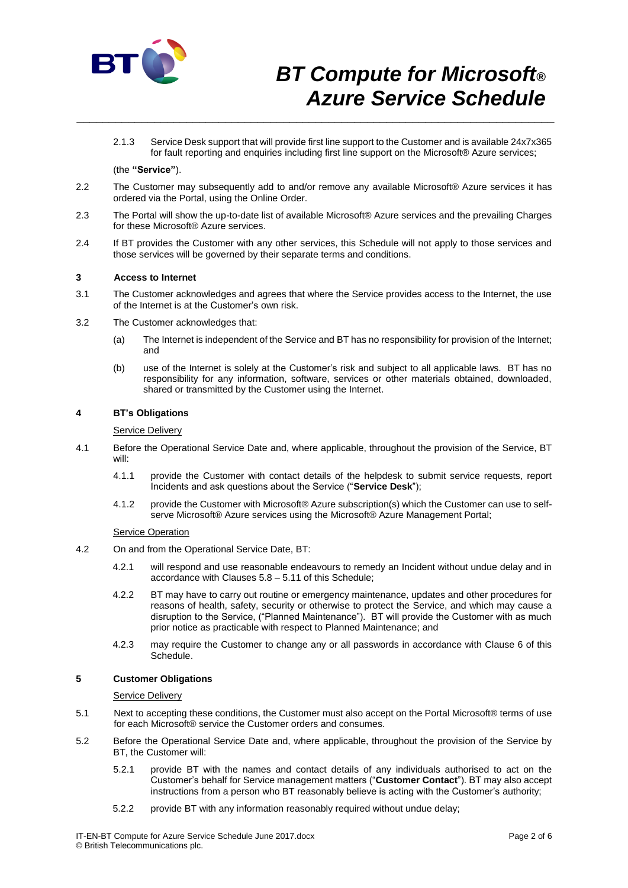2.1.3 Service Desk support that will provide first line support to the Customer and is available 24x7x365 for fault reporting and enquiries including first line support on the Microsoft® Azure services;

(the **"Service"**).

2.2 The Customer may subsequently add to and/or remove any available Microsoft® Azure services it has ordered via the Portal, using the Online Order.

2.3 The Portal will show the up-to-date list of available Microsoft® Azure services and the prevailing Charges for these Microsoft® Azure services.

2.4 If BT provides the Customer with any other services, this Schedule will not apply to those services and those services will be governed by their separate terms and conditions.

## 3 Access to Internet

3.1 The Customer acknowledges and agrees that where the Service provides access to the Internet, the use of the Internet is at the Customer's own risk.

3.2 The Customer acknowledges that:

(a) The Internet is independent of the Service and BT has no responsibility for provision of the Internet; and

(b) use of the Internet is solely at the Customer's risk and subject to all applicable laws. BT has no responsibility for any information, software, services or other materials obtained, downloaded, shared or transmitted by the Customer using the Internet.

## 4 BT's Obligations

Service Delivery

4.1 Before the Operational Service Date and, where applicable, throughout the provision of the Service, BT will:

4.1.1 provide the Customer with contact details of the helpdesk to submit service requests, report Incidents and ask questions about the Service ("**Service Desk**");

4.1.2 provide the Customer with Microsoft® Azure subscription(s) which the Customer can use to self-serve Microsoft® Azure services using the Microsoft® Azure Management Portal;

Service Operation

4.2 On and from the Operational Service Date, BT:

4.2.1 will respond and use reasonable endeavours to remedy an Incident without undue delay and in accordance with Clauses 5.8 – 5.11 of this Schedule;

4.2.2 BT may have to carry out routine or emergency maintenance, updates and other procedures for reasons of health, safety, security or otherwise to protect the Service, and which may cause a disruption to the Service, ("Planned Maintenance"). BT will provide the Customer with as much prior notice as practicable with respect to Planned Maintenance; and

4.2.3 may require the Customer to change any or all passwords in accordance with Clause 6 of this Schedule.

## 5 Customer Obligations

Service Delivery

5.1 Next to accepting these conditions, the Customer must also accept on the Portal Microsoft® terms of use for each Microsoft® service the Customer orders and consumes.

5.2 Before the Operational Service Date and, where applicable, throughout the provision of the Service by BT, the Customer will:

5.2.1 provide BT with the names and contact details of any individuals authorised to act on the Customer's behalf for Service management matters ("**Customer Contact**"). BT may also accept instructions from a person who BT reasonably believe is acting with the Customer's authority;

5.2.2 provide BT with any information reasonably required without undue delay;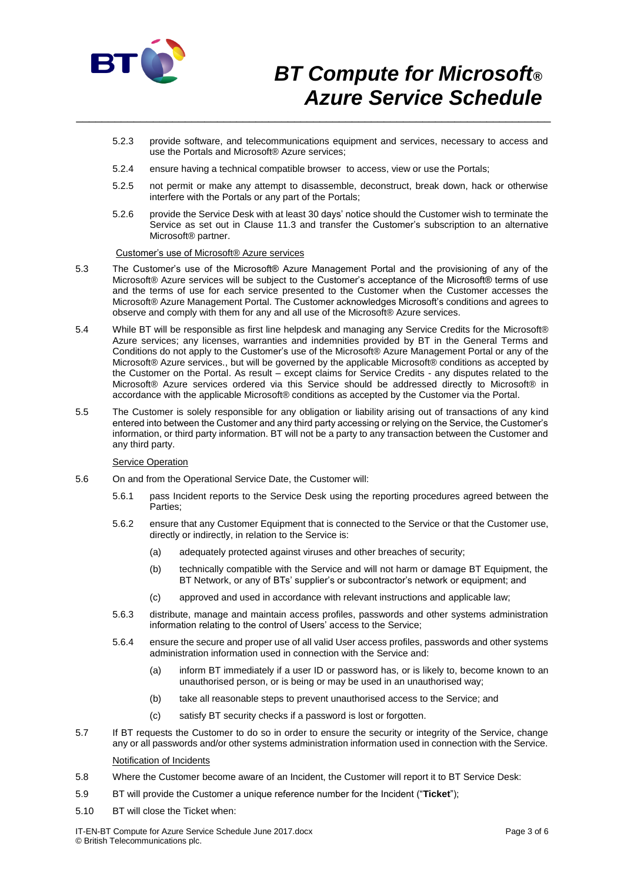5.2.3 provide software, and telecommunications equipment and services, necessary to access and use the Portals and Microsoft® Azure services;

5.2.4 ensure having a technical compatible browser to access, view or use the Portals;

5.2.5 not permit or make any attempt to disassemble, deconstruct, break down, hack or otherwise interfere with the Portals or any part of the Portals;

5.2.6 provide the Service Desk with at least 30 days' notice should the Customer wish to terminate the Service as set out in Clause 11.3 and transfer the Customer's subscription to an alternative Microsoft® partner.

Customer's use of Microsoft® Azure services

5.3 The Customer's use of the Microsoft® Azure Management Portal and the provisioning of any of the Microsoft® Azure services will be subject to the Customer's acceptance of the Microsoft® terms of use and the terms of use for each service presented to the Customer when the Customer accesses the Microsoft® Azure Management Portal. The Customer acknowledges Microsoft's conditions and agrees to observe and comply with them for any and all use of the Microsoft® Azure services.

5.4 While BT will be responsible as first line helpdesk and managing any Service Credits for the Microsoft® Azure services; any licenses, warranties and indemnities provided by BT in the General Terms and Conditions do not apply to the Customer's use of the Microsoft® Azure Management Portal or any of the Microsoft® Azure services., but will be governed by the applicable Microsoft® conditions as accepted by the Customer on the Portal. As result – except claims for Service Credits - any disputes related to the Microsoft® Azure services ordered via this Service should be addressed directly to Microsoft® in accordance with the applicable Microsoft® conditions as accepted by the Customer via the Portal.

5.5 The Customer is solely responsible for any obligation or liability arising out of transactions of any kind entered into between the Customer and any third party accessing or relying on the Service, the Customer's information, or third party information. BT will not be a party to any transaction between the Customer and any third party.

Service Operation

5.6 On and from the Operational Service Date, the Customer will:

5.6.1 pass Incident reports to the Service Desk using the reporting procedures agreed between the Parties;

5.6.2 ensure that any Customer Equipment that is connected to the Service or that the Customer use, directly or indirectly, in relation to the Service is:

(a) adequately protected against viruses and other breaches of security;

(b) technically compatible with the Service and will not harm or damage BT Equipment, the BT Network, or any of BTs' supplier's or subcontractor's network or equipment; and

(c) approved and used in accordance with relevant instructions and applicable law;

5.6.3 distribute, manage and maintain access profiles, passwords and other systems administration information relating to the control of Users' access to the Service;

5.6.4 ensure the secure and proper use of all valid User access profiles, passwords and other systems administration information used in connection with the Service and:

(a) inform BT immediately if a user ID or password has, or is likely to, become known to an unauthorised person, or is being or may be used in an unauthorised way;

(b) take all reasonable steps to prevent unauthorised access to the Service; and

(c) satisfy BT security checks if a password is lost or forgotten.

5.7 If BT requests the Customer to do so in order to ensure the security or integrity of the Service, change any or all passwords and/or other systems administration information used in connection with the Service.

Notification of Incidents

5.8 Where the Customer become aware of an Incident, the Customer will report it to BT Service Desk:

5.9 BT will provide the Customer a unique reference number for the Incident ("**Ticket**");

5.10 BT will close the Ticket when: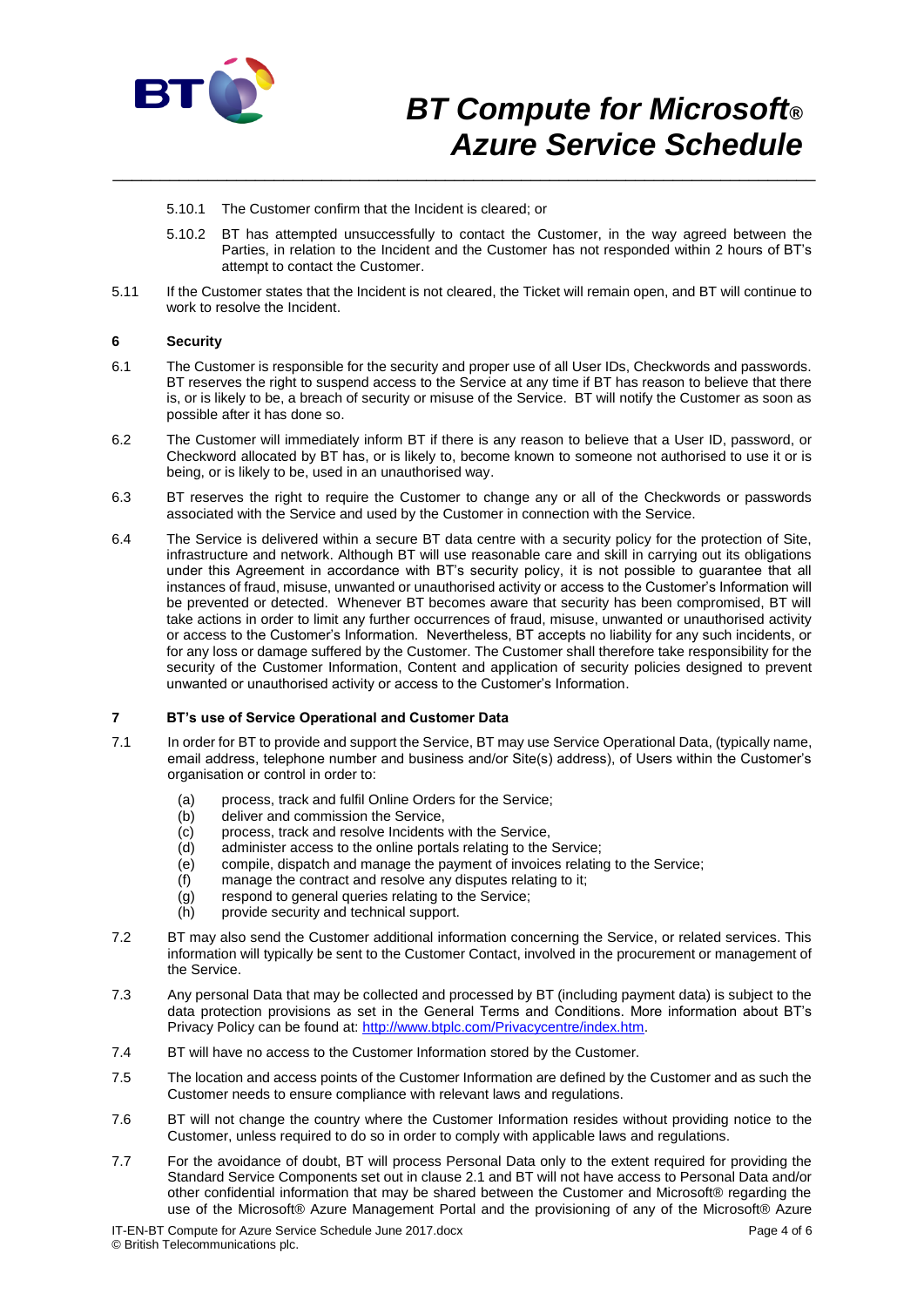5.10.1 The Customer confirm that the Incident is cleared; or

5.10.2 BT has attempted unsuccessfully to contact the Customer, in the way agreed between the Parties, in relation to the Incident and the Customer has not responded within 2 hours of BT's attempt to contact the Customer.

5.11 If the Customer states that the Incident is not cleared, the Ticket will remain open, and BT will continue to work to resolve the Incident.

## 6 Security

6.1 The Customer is responsible for the security and proper use of all User IDs, Checkwords and passwords. BT reserves the right to suspend access to the Service at any time if BT has reason to believe that there is, or is likely to be, a breach of security or misuse of the Service. BT will notify the Customer as soon as possible after it has done so.

6.2 The Customer will immediately inform BT if there is any reason to believe that a User ID, password, or Checkword allocated by BT has, or is likely to, become known to someone not authorised to use it or is being, or is likely to be, used in an unauthorised way.

6.3 BT reserves the right to require the Customer to change any or all of the Checkwords or passwords associated with the Service and used by the Customer in connection with the Service.

6.4 The Service is delivered within a secure BT data centre with a security policy for the protection of Site, infrastructure and network. Although BT will use reasonable care and skill in carrying out its obligations under this Agreement in accordance with BT's security policy, it is not possible to guarantee that all instances of fraud, misuse, unwanted or unauthorised activity or access to the Customer's Information will be prevented or detected. Whenever BT becomes aware that security has been compromised, BT will take actions in order to limit any further occurrences of fraud, misuse, unwanted or unauthorised activity or access to the Customer's Information. Nevertheless, BT accepts no liability for any such incidents, or for any loss or damage suffered by the Customer. The Customer shall therefore take responsibility for the security of the Customer Information, Content and application of security policies designed to prevent unwanted or unauthorised activity or access to the Customer's Information.

## 7 BT's use of Service Operational and Customer Data

7.1 In order for BT to provide and support the Service, BT may use Service Operational Data, (typically name, email address, telephone number and business and/or Site(s) address), of Users within the Customer's organisation or control in order to:

- (a) process, track and fulfil Online Orders for the Service;
- (b) deliver and commission the Service,
- (c) process, track and resolve Incidents with the Service,
- (d) administer access to the online portals relating to the Service;
- (e) compile, dispatch and manage the payment of invoices relating to the Service;
- (f) manage the contract and resolve any disputes relating to it;
- (g) respond to general queries relating to the Service;
- (h) provide security and technical support.

7.2 BT may also send the Customer additional information concerning the Service, or related services. This information will typically be sent to the Customer Contact, involved in the procurement or management of the Service.

7.3 Any personal Data that may be collected and processed by BT (including payment data) is subject to the data protection provisions as set in the General Terms and Conditions. More information about BT's Privacy Policy can be found at: http://www.btplc.com/Privacycentre/index.htm.

7.4 BT will have no access to the Customer Information stored by the Customer.

7.5 The location and access points of the Customer Information are defined by the Customer and as such the Customer needs to ensure compliance with relevant laws and regulations.

7.6 BT will not change the country where the Customer Information resides without providing notice to the Customer, unless required to do so in order to comply with applicable laws and regulations.

7.7 For the avoidance of doubt, BT will process Personal Data only to the extent required for providing the Standard Service Components set out in clause 2.1 and BT will not have access to Personal Data and/or other confidential information that may be shared between the Customer and Microsoft® regarding the use of the Microsoft® Azure Management Portal and the provisioning of any of the Microsoft® Azure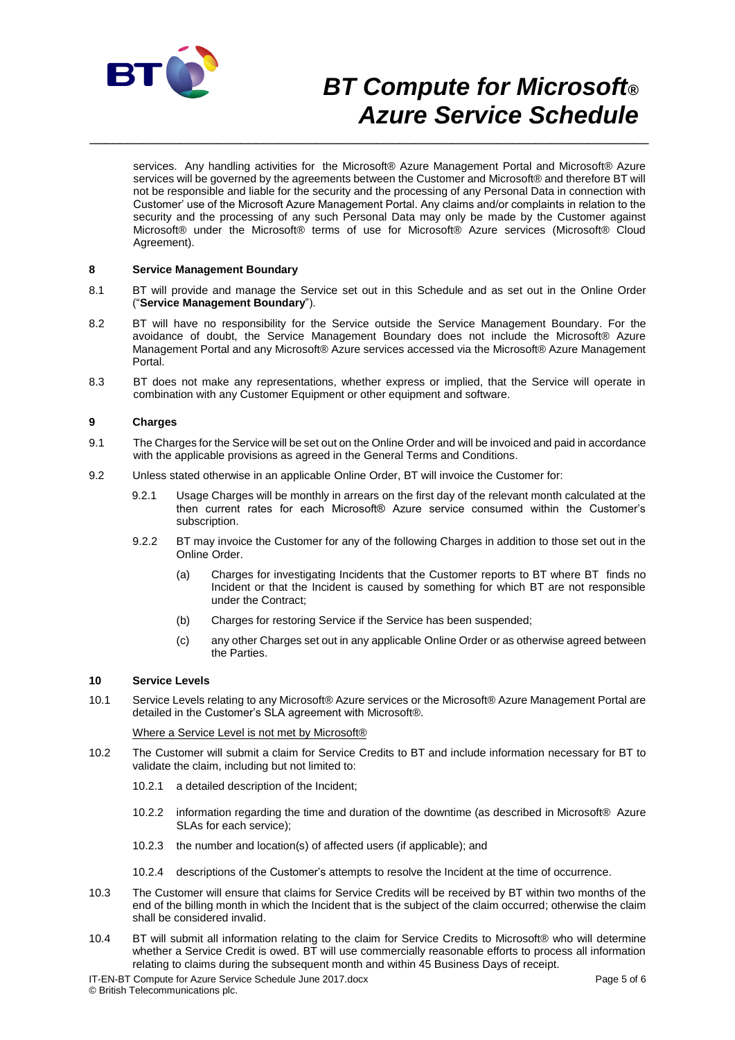services. Any handling activities for the Microsoft® Azure Management Portal and Microsoft® Azure services will be governed by the agreements between the Customer and Microsoft® and therefore BT will not be responsible and liable for the security and the processing of any Personal Data in connection with Customer' use of the Microsoft Azure Management Portal. Any claims and/or complaints in relation to the security and the processing of any such Personal Data may only be made by the Customer against Microsoft® under the Microsoft® terms of use for Microsoft® Azure services (Microsoft® Cloud Agreement).

## 8 Service Management Boundary

8.1 BT will provide and manage the Service set out in this Schedule and as set out in the Online Order ("**Service Management Boundary**").

8.2 BT will have no responsibility for the Service outside the Service Management Boundary. For the avoidance of doubt, the Service Management Boundary does not include the Microsoft® Azure Management Portal and any Microsoft® Azure services accessed via the Microsoft® Azure Management Portal.

8.3 BT does not make any representations, whether express or implied, that the Service will operate in combination with any Customer Equipment or other equipment and software.

## 9 Charges

9.1 The Charges for the Service will be set out on the Online Order and will be invoiced and paid in accordance with the applicable provisions as agreed in the General Terms and Conditions.

9.2 Unless stated otherwise in an applicable Online Order, BT will invoice the Customer for:

9.2.1 Usage Charges will be monthly in arrears on the first day of the relevant month calculated at the then current rates for each Microsoft® Azure service consumed within the Customer's subscription.

9.2.2 BT may invoice the Customer for any of the following Charges in addition to those set out in the Online Order.

(a) Charges for investigating Incidents that the Customer reports to BT where BT finds no Incident or that the Incident is caused by something for which BT are not responsible under the Contract;

(b) Charges for restoring Service if the Service has been suspended;

(c) any other Charges set out in any applicable Online Order or as otherwise agreed between the Parties.

## 10 Service Levels

10.1 Service Levels relating to any Microsoft® Azure services or the Microsoft® Azure Management Portal are detailed in the Customer's SLA agreement with Microsoft®.

Where a Service Level is not met by Microsoft®

10.2 The Customer will submit a claim for Service Credits to BT and include information necessary for BT to validate the claim, including but not limited to:

10.2.1 a detailed description of the Incident;

10.2.2 information regarding the time and duration of the downtime (as described in Microsoft® Azure SLAs for each service);

10.2.3 the number and location(s) of affected users (if applicable); and

10.2.4 descriptions of the Customer's attempts to resolve the Incident at the time of occurrence.

10.3 The Customer will ensure that claims for Service Credits will be received by BT within two months of the end of the billing month in which the Incident that is the subject of the claim occurred; otherwise the claim shall be considered invalid.

10.4 BT will submit all information relating to the claim for Service Credits to Microsoft® who will determine whether a Service Credit is owed. BT will use commercially reasonable efforts to process all information relating to claims during the subsequent month and within 45 Business Days of receipt.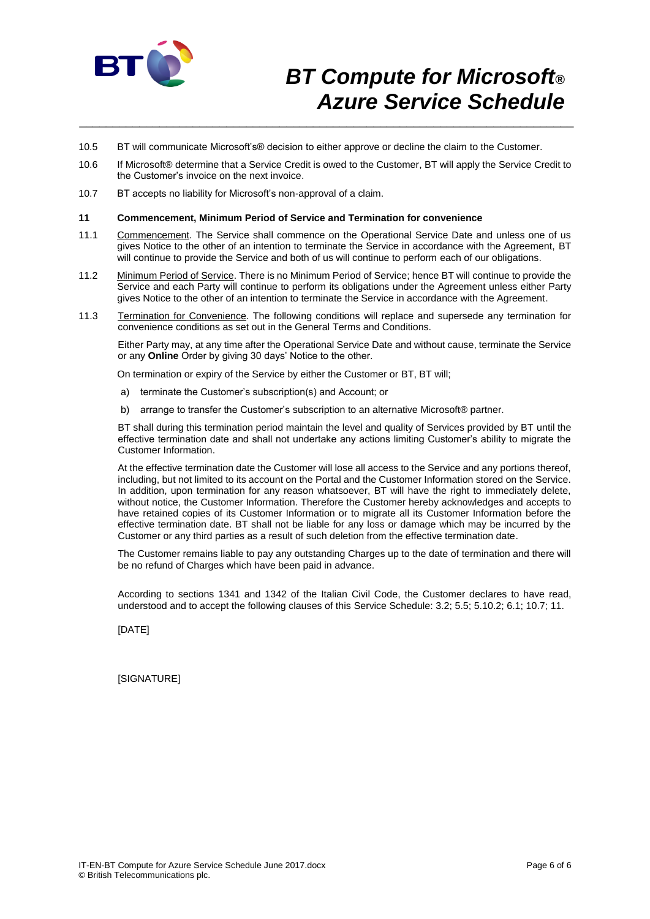10.5 BT will communicate Microsoft's® decision to either approve or decline the claim to the Customer.

10.6 If Microsoft® determine that a Service Credit is owed to the Customer, BT will apply the Service Credit to the Customer's invoice on the next invoice.

10.7 BT accepts no liability for Microsoft's non-approval of a claim.

**11 Commencement, Minimum Period of Service and Termination for convenience**

11.1 Commencement. The Service shall commence on the Operational Service Date and unless one of us gives Notice to the other of an intention to terminate the Service in accordance with the Agreement, BT will continue to provide the Service and both of us will continue to perform each of our obligations.

11.2 Minimum Period of Service. There is no Minimum Period of Service; hence BT will continue to provide the Service and each Party will continue to perform its obligations under the Agreement unless either Party gives Notice to the other of an intention to terminate the Service in accordance with the Agreement.

11.3 Termination for Convenience. The following conditions will replace and supersede any termination for convenience conditions as set out in the General Terms and Conditions.

Either Party may, at any time after the Operational Service Date and without cause, terminate the Service or any **Online** Order by giving 30 days' Notice to the other.

On termination or expiry of the Service by either the Customer or BT, BT will;

a) terminate the Customer's subscription(s) and Account; or

b) arrange to transfer the Customer's subscription to an alternative Microsoft® partner.

BT shall during this termination period maintain the level and quality of Services provided by BT until the effective termination date and shall not undertake any actions limiting Customer's ability to migrate the Customer Information.

At the effective termination date the Customer will lose all access to the Service and any portions thereof, including, but not limited to its account on the Portal and the Customer Information stored on the Service. In addition, upon termination for any reason whatsoever, BT will have the right to immediately delete, without notice, the Customer Information. Therefore the Customer hereby acknowledges and accepts to have retained copies of its Customer Information or to migrate all its Customer Information before the effective termination date. BT shall not be liable for any loss or damage which may be incurred by the Customer or any third parties as a result of such deletion from the effective termination date.

The Customer remains liable to pay any outstanding Charges up to the date of termination and there will be no refund of Charges which have been paid in advance.

According to sections 1341 and 1342 of the Italian Civil Code, the Customer declares to have read, understood and to accept the following clauses of this Service Schedule: 3.2; 5.5; 5.10.2; 6.1; 10.7; 11.

[DATE]

[SIGNATURE]